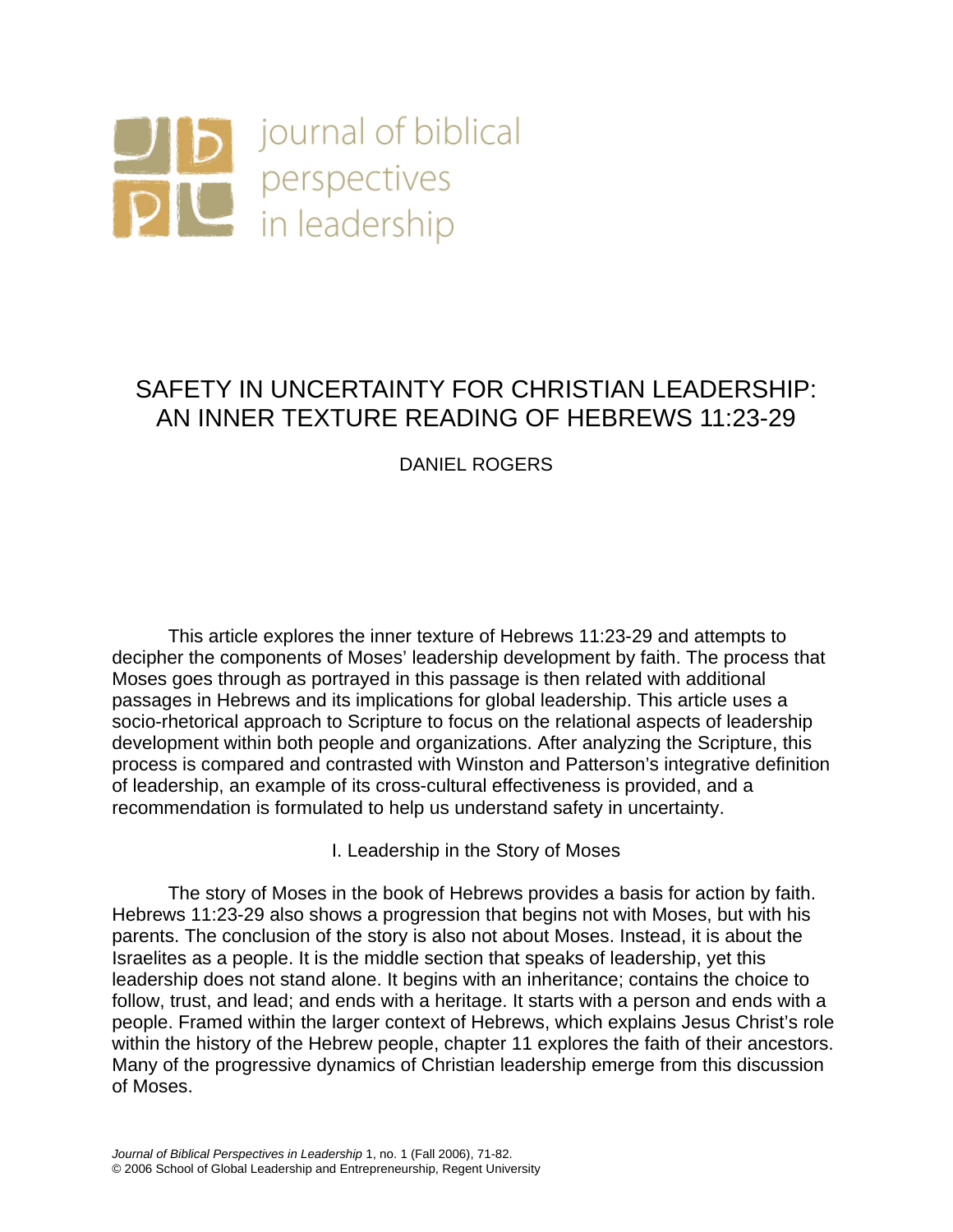journal of biblical perspectives in leadership

# SAFETY IN UNCERTAINTY FOR CHRISTIAN LEADERSHIP: AN INNER TEXTURE READING OF HEBREWS 11:23-29

DANIEL ROGERS

This article explores the inner texture of Hebrews 11:23-29 and attempts to decipher the components of Moses' leadership development by faith. The process that Moses goes through as portrayed in this passage is then related with additional passages in Hebrews and its implications for global leadership. This article uses a socio-rhetorical approach to Scripture to focus on the relational aspects of leadership development within both people and organizations. After analyzing the Scripture, this process is compared and contrasted with Winston and Patterson's integrative definition of leadership, an example of its cross-cultural effectiveness is provided, and a recommendation is formulated to help us understand safety in uncertainty.

## I. Leadership in the Story of Moses

The story of Moses in the book of Hebrews provides a basis for action by faith. Hebrews 11:23-29 also shows a progression that begins not with Moses, but with his parents. The conclusion of the story is also not about Moses. Instead, it is about the Israelites as a people. It is the middle section that speaks of leadership, yet this leadership does not stand alone. It begins with an inheritance; contains the choice to follow, trust, and lead; and ends with a heritage. It starts with a person and ends with a people. Framed within the larger context of Hebrews, which explains Jesus Christ's role within the history of the Hebrew people, chapter 11 explores the faith of their ancestors. Many of the progressive dynamics of Christian leadership emerge from this discussion of Moses.

*Journal of Biblical Perspectives in Leadership* 1, no. 1 (Fall 2006), 71-82.
© 2006 School of Global Leadership and Entrepreneurship, Regent University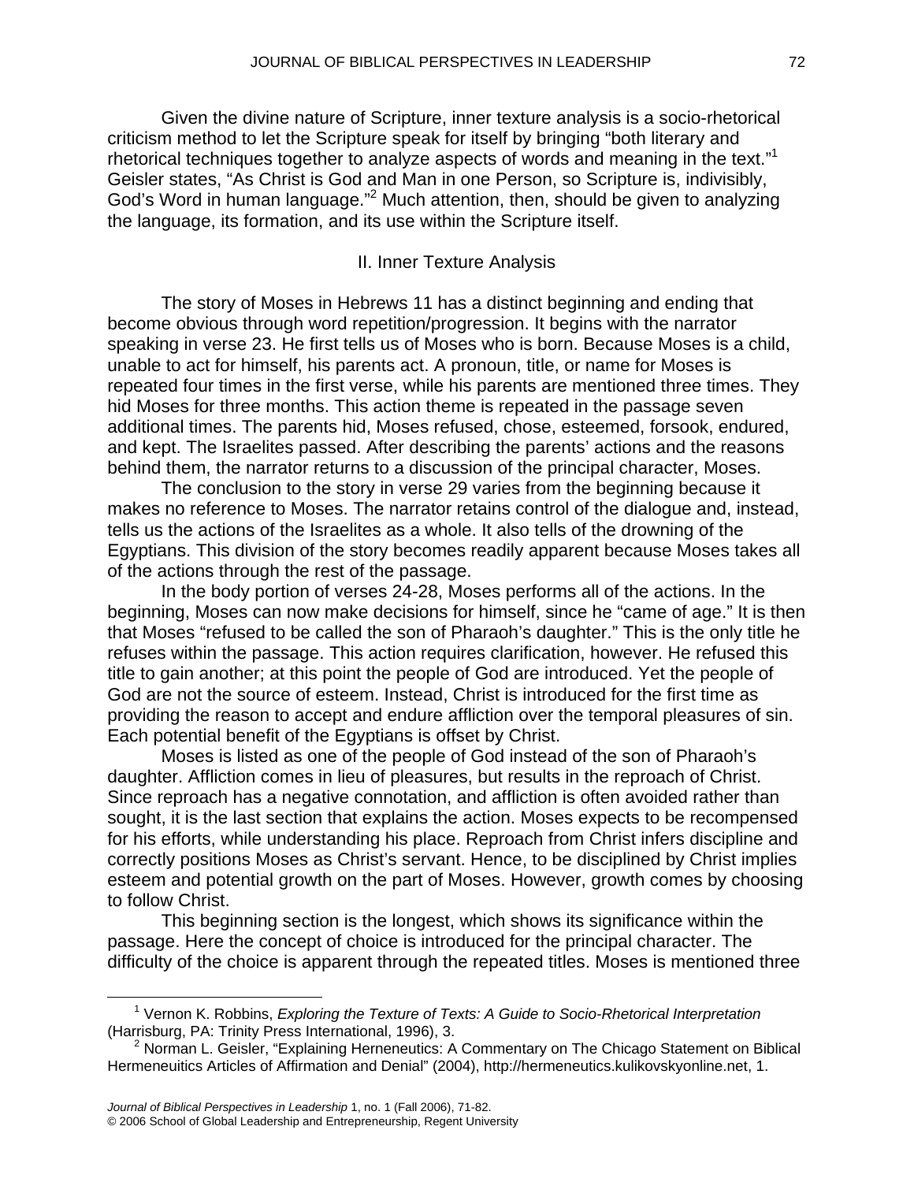Given the divine nature of Scripture, inner texture analysis is a socio-rhetorical criticism method to let the Scripture speak for itself by bringing "both literary and rhetorical techniques together to analyze aspects of words and meaning in the text."[1] Geisler states, "As Christ is God and Man in one Person, so Scripture is, indivisibly, God's Word in human language."[2] Much attention, then, should be given to analyzing the language, its formation, and its use within the Scripture itself.

## II. Inner Texture Analysis

The story of Moses in Hebrews 11 has a distinct beginning and ending that become obvious through word repetition/progression. It begins with the narrator speaking in verse 23. He first tells us of Moses who is born. Because Moses is a child, unable to act for himself, his parents act. A pronoun, title, or name for Moses is repeated four times in the first verse, while his parents are mentioned three times. They hid Moses for three months. This action theme is repeated in the passage seven additional times. The parents hid, Moses refused, chose, esteemed, forsook, endured, and kept. The Israelites passed. After describing the parents' actions and the reasons behind them, the narrator returns to a discussion of the principal character, Moses.

The conclusion to the story in verse 29 varies from the beginning because it makes no reference to Moses. The narrator retains control of the dialogue and, instead, tells us the actions of the Israelites as a whole. It also tells of the drowning of the Egyptians. This division of the story becomes readily apparent because Moses takes all of the actions through the rest of the passage.

In the body portion of verses 24-28, Moses performs all of the actions. In the beginning, Moses can now make decisions for himself, since he "came of age." It is then that Moses "refused to be called the son of Pharaoh's daughter." This is the only title he refuses within the passage. This action requires clarification, however. He refused this title to gain another; at this point the people of God are introduced. Yet the people of God are not the source of esteem. Instead, Christ is introduced for the first time as providing the reason to accept and endure affliction over the temporal pleasures of sin. Each potential benefit of the Egyptians is offset by Christ.

Moses is listed as one of the people of God instead of the son of Pharaoh's daughter. Affliction comes in lieu of pleasures, but results in the reproach of Christ. Since reproach has a negative connotation, and affliction is often avoided rather than sought, it is the last section that explains the action. Moses expects to be recompensed for his efforts, while understanding his place. Reproach from Christ infers discipline and correctly positions Moses as Christ's servant. Hence, to be disciplined by Christ implies esteem and potential growth on the part of Moses. However, growth comes by choosing to follow Christ.

This beginning section is the longest, which shows its significance within the passage. Here the concept of choice is introduced for the principal character. The difficulty of the choice is apparent through the repeated titles. Moses is mentioned three

---

[1] Vernon K. Robbins, *Exploring the Texture of Texts: A Guide to Socio-Rhetorical Interpretation* (Harrisburg, PA: Trinity Press International, 1996), 3.

[2] Norman L. Geisler, "Explaining Herneneutics: A Commentary on The Chicago Statement on Biblical Hermeneuitics Articles of Affirmation and Denial" (2004), http://hermeneutics.kulikovskyonline.net, 1.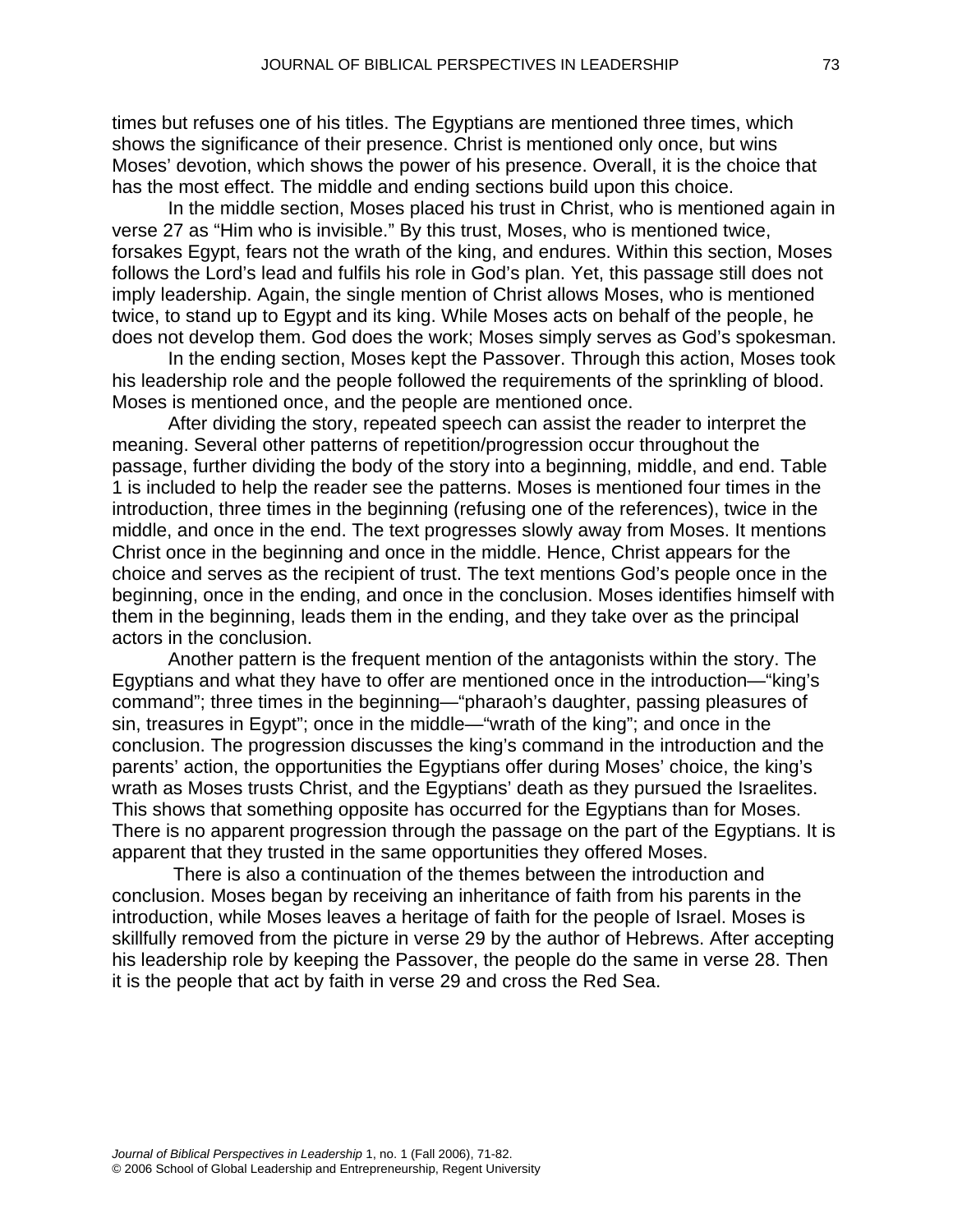times but refuses one of his titles. The Egyptians are mentioned three times, which shows the significance of their presence. Christ is mentioned only once, but wins Moses' devotion, which shows the power of his presence. Overall, it is the choice that has the most effect. The middle and ending sections build upon this choice.

In the middle section, Moses placed his trust in Christ, who is mentioned again in verse 27 as "Him who is invisible." By this trust, Moses, who is mentioned twice, forsakes Egypt, fears not the wrath of the king, and endures. Within this section, Moses follows the Lord's lead and fulfils his role in God's plan. Yet, this passage still does not imply leadership. Again, the single mention of Christ allows Moses, who is mentioned twice, to stand up to Egypt and its king. While Moses acts on behalf of the people, he does not develop them. God does the work; Moses simply serves as God's spokesman.

In the ending section, Moses kept the Passover. Through this action, Moses took his leadership role and the people followed the requirements of the sprinkling of blood. Moses is mentioned once, and the people are mentioned once.

After dividing the story, repeated speech can assist the reader to interpret the meaning. Several other patterns of repetition/progression occur throughout the passage, further dividing the body of the story into a beginning, middle, and end. Table 1 is included to help the reader see the patterns. Moses is mentioned four times in the introduction, three times in the beginning (refusing one of the references), twice in the middle, and once in the end. The text progresses slowly away from Moses. It mentions Christ once in the beginning and once in the middle. Hence, Christ appears for the choice and serves as the recipient of trust. The text mentions God's people once in the beginning, once in the ending, and once in the conclusion. Moses identifies himself with them in the beginning, leads them in the ending, and they take over as the principal actors in the conclusion.

Another pattern is the frequent mention of the antagonists within the story. The Egyptians and what they have to offer are mentioned once in the introduction—"king's command"; three times in the beginning—"pharaoh's daughter, passing pleasures of sin, treasures in Egypt"; once in the middle—"wrath of the king"; and once in the conclusion. The progression discusses the king's command in the introduction and the parents' action, the opportunities the Egyptians offer during Moses' choice, the king's wrath as Moses trusts Christ, and the Egyptians' death as they pursued the Israelites. This shows that something opposite has occurred for the Egyptians than for Moses. There is no apparent progression through the passage on the part of the Egyptians. It is apparent that they trusted in the same opportunities they offered Moses.

There is also a continuation of the themes between the introduction and conclusion. Moses began by receiving an inheritance of faith from his parents in the introduction, while Moses leaves a heritage of faith for the people of Israel. Moses is skillfully removed from the picture in verse 29 by the author of Hebrews. After accepting his leadership role by keeping the Passover, the people do the same in verse 28. Then it is the people that act by faith in verse 29 and cross the Red Sea.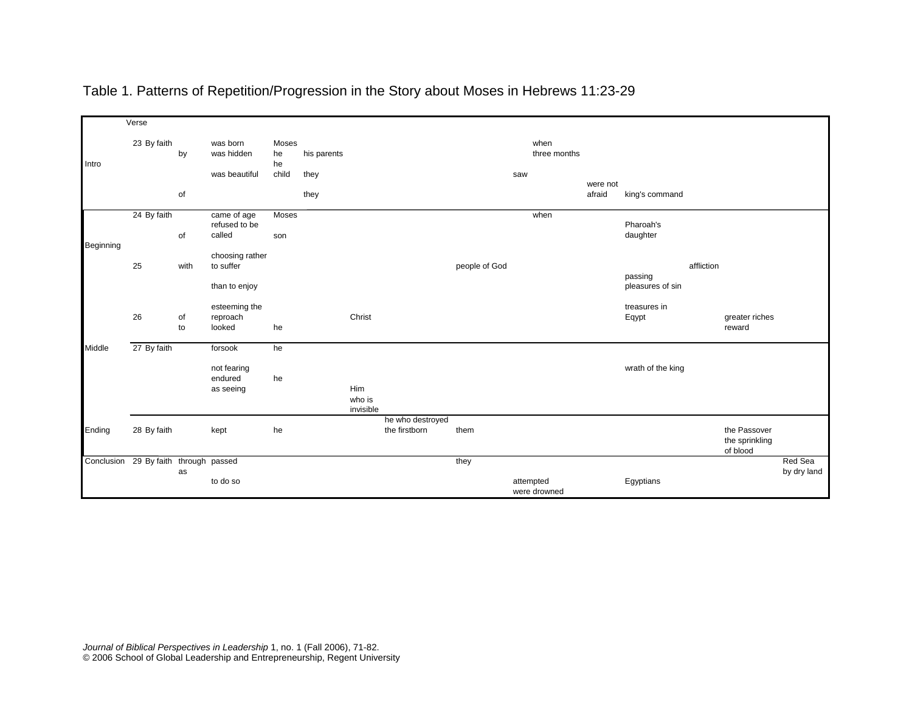Table 1. Patterns of Repetition/Progression in the Story about Moses in Hebrews 11:23-29

| | Verse | | | | | | | | | | | | | | | |
|---|---|---|---|---|---|---|---|---|---|---|---|---|---|---|---|---|
| | 23 | By faith | | was born | Moses | | | | | | when | | | | | |
| Intro | | | by | was hidden | he | his parents | | | | | three months | | | | | |
| | | | | | he | | | | | | | | | | | |
| | | | | was beautiful | child | they | | | | saw | | | | | | |
| | | | of | | | they | | | | | | were not afraid | king's command | | | |
| | 24 | By faith | | came of age | Moses | | | | | | when | | | | | |
| Beginning | | | of | refused to be called | son | | | | | | | | Pharoah's daughter | | | |
| | 25 | | with | choosing rather to suffer | | | | | people of God | | | | | affliction | | |
| | | | | than to enjoy | | | | | | | | | passing pleasures of sin | | | |
| | 26 | | of | esteeming the reproach | | | Christ | | | | | | treasures in Eqypt | | greater riches | |
| | | | to | looked | he | | | | | | | | | | reward | |
| Middle | 27 | By faith | | forsook | he | | | | | | | | | | | |
| | | | | not fearing | | | | | | | | | wrath of the king | | | |
| | | | | endured | he | | | | | | | | | | | |
| | | | | as seeing | | | Him who is invisible | | | | | | | | | |
| Ending | 28 | By faith | | kept | he | | | he who destroyed the firstborn | them | | | | | | the Passover the sprinkling of blood | |
| Conclusion | 29 | By faith | through | passed | | | | | they | | | | | | | Red Sea by dry land |
| | | | as | to do so | | | | | | attempted were drowned | | | Egyptians | | | |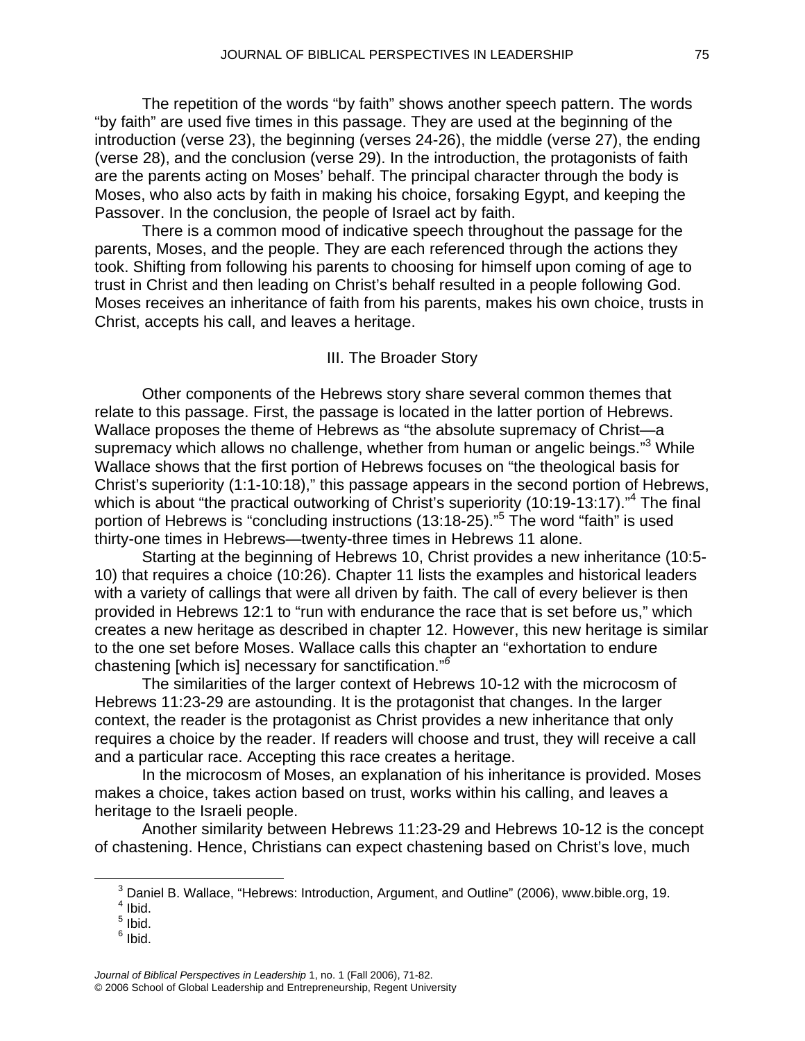The repetition of the words "by faith" shows another speech pattern. The words "by faith" are used five times in this passage. They are used at the beginning of the introduction (verse 23), the beginning (verses 24-26), the middle (verse 27), the ending (verse 28), and the conclusion (verse 29). In the introduction, the protagonists of faith are the parents acting on Moses' behalf. The principal character through the body is Moses, who also acts by faith in making his choice, forsaking Egypt, and keeping the Passover. In the conclusion, the people of Israel act by faith.

There is a common mood of indicative speech throughout the passage for the parents, Moses, and the people. They are each referenced through the actions they took. Shifting from following his parents to choosing for himself upon coming of age to trust in Christ and then leading on Christ's behalf resulted in a people following God. Moses receives an inheritance of faith from his parents, makes his own choice, trusts in Christ, accepts his call, and leaves a heritage.

## III. The Broader Story

Other components of the Hebrews story share several common themes that relate to this passage. First, the passage is located in the latter portion of Hebrews. Wallace proposes the theme of Hebrews as "the absolute supremacy of Christ—a supremacy which allows no challenge, whether from human or angelic beings."[3] While Wallace shows that the first portion of Hebrews focuses on "the theological basis for Christ's superiority (1:1-10:18)," this passage appears in the second portion of Hebrews, which is about "the practical outworking of Christ's superiority (10:19-13:17)."[4] The final portion of Hebrews is "concluding instructions (13:18-25)."[5] The word "faith" is used thirty-one times in Hebrews—twenty-three times in Hebrews 11 alone.

Starting at the beginning of Hebrews 10, Christ provides a new inheritance (10:5-10) that requires a choice (10:26). Chapter 11 lists the examples and historical leaders with a variety of callings that were all driven by faith. The call of every believer is then provided in Hebrews 12:1 to "run with endurance the race that is set before us," which creates a new heritage as described in chapter 12. However, this new heritage is similar to the one set before Moses. Wallace calls this chapter an "exhortation to endure chastening [which is] necessary for sanctification."[6]

The similarities of the larger context of Hebrews 10-12 with the microcosm of Hebrews 11:23-29 are astounding. It is the protagonist that changes. In the larger context, the reader is the protagonist as Christ provides a new inheritance that only requires a choice by the reader. If readers will choose and trust, they will receive a call and a particular race. Accepting this race creates a heritage.

In the microcosm of Moses, an explanation of his inheritance is provided. Moses makes a choice, takes action based on trust, works within his calling, and leaves a heritage to the Israeli people.

Another similarity between Hebrews 11:23-29 and Hebrews 10-12 is the concept of chastening. Hence, Christians can expect chastening based on Christ's love, much

---

[3] Daniel B. Wallace, "Hebrews: Introduction, Argument, and Outline" (2006), www.bible.org, 19.

[4] Ibid.

[5] Ibid.

[6] Ibid.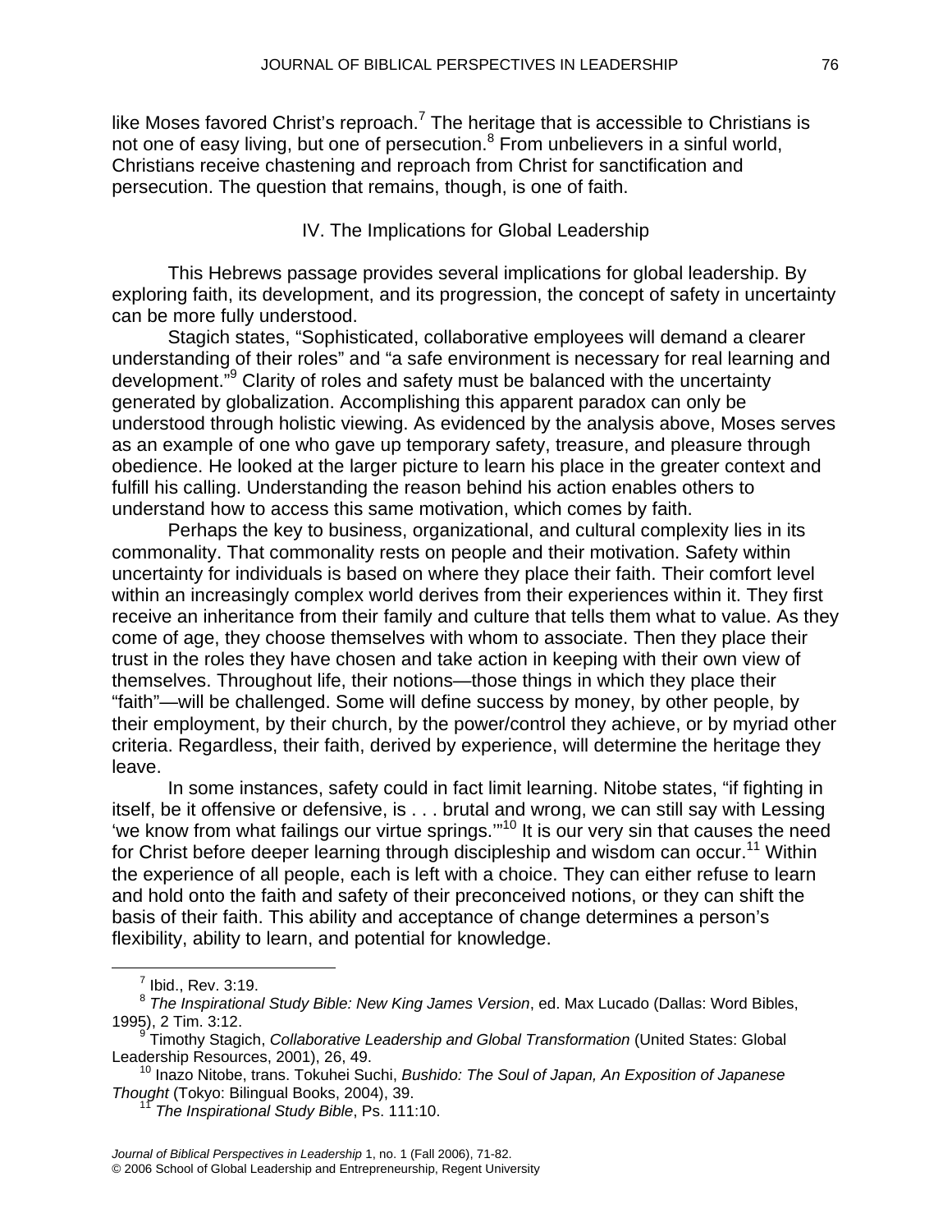like Moses favored Christ's reproach.[7] The heritage that is accessible to Christians is not one of easy living, but one of persecution.[8] From unbelievers in a sinful world, Christians receive chastening and reproach from Christ for sanctification and persecution. The question that remains, though, is one of faith.

## IV. The Implications for Global Leadership

This Hebrews passage provides several implications for global leadership. By exploring faith, its development, and its progression, the concept of safety in uncertainty can be more fully understood.

Stagich states, "Sophisticated, collaborative employees will demand a clearer understanding of their roles" and "a safe environment is necessary for real learning and development."[9] Clarity of roles and safety must be balanced with the uncertainty generated by globalization. Accomplishing this apparent paradox can only be understood through holistic viewing. As evidenced by the analysis above, Moses serves as an example of one who gave up temporary safety, treasure, and pleasure through obedience. He looked at the larger picture to learn his place in the greater context and fulfill his calling. Understanding the reason behind his action enables others to understand how to access this same motivation, which comes by faith.

Perhaps the key to business, organizational, and cultural complexity lies in its commonality. That commonality rests on people and their motivation. Safety within uncertainty for individuals is based on where they place their faith. Their comfort level within an increasingly complex world derives from their experiences within it. They first receive an inheritance from their family and culture that tells them what to value. As they come of age, they choose themselves with whom to associate. Then they place their trust in the roles they have chosen and take action in keeping with their own view of themselves. Throughout life, their notions—those things in which they place their "faith"—will be challenged. Some will define success by money, by other people, by their employment, by their church, by the power/control they achieve, or by myriad other criteria. Regardless, their faith, derived by experience, will determine the heritage they leave.

In some instances, safety could in fact limit learning. Nitobe states, "if fighting in itself, be it offensive or defensive, is . . . brutal and wrong, we can still say with Lessing 'we know from what failings our virtue springs.'"[10] It is our very sin that causes the need for Christ before deeper learning through discipleship and wisdom can occur.[11] Within the experience of all people, each is left with a choice. They can either refuse to learn and hold onto the faith and safety of their preconceived notions, or they can shift the basis of their faith. This ability and acceptance of change determines a person's flexibility, ability to learn, and potential for knowledge.

---

[7] Ibid., Rev. 3:19.

[8] *The Inspirational Study Bible: New King James Version*, ed. Max Lucado (Dallas: Word Bibles, 1995), 2 Tim. 3:12.

[9] Timothy Stagich, *Collaborative Leadership and Global Transformation* (United States: Global Leadership Resources, 2001), 26, 49.

[10] Inazo Nitobe, trans. Tokuhei Suchi, *Bushido: The Soul of Japan, An Exposition of Japanese Thought* (Tokyo: Bilingual Books, 2004), 39.

[11] *The Inspirational Study Bible*, Ps. 111:10.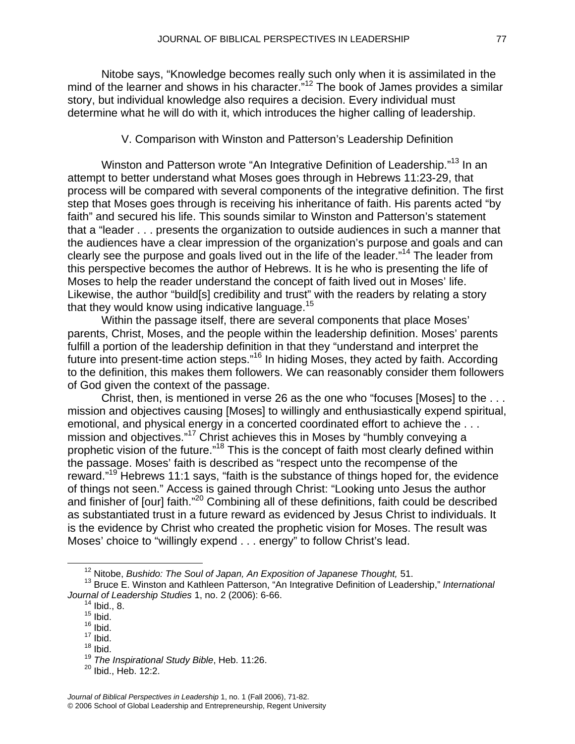Nitobe says, “Knowledge becomes really such only when it is assimilated in the mind of the learner and shows in his character.”[12] The book of James provides a similar story, but individual knowledge also requires a decision. Every individual must determine what he will do with it, which introduces the higher calling of leadership.

## V. Comparison with Winston and Patterson’s Leadership Definition

Winston and Patterson wrote “An Integrative Definition of Leadership.”[13] In an attempt to better understand what Moses goes through in Hebrews 11:23-29, that process will be compared with several components of the integrative definition. The first step that Moses goes through is receiving his inheritance of faith. His parents acted “by faith” and secured his life. This sounds similar to Winston and Patterson’s statement that a “leader . . . presents the organization to outside audiences in such a manner that the audiences have a clear impression of the organization’s purpose and goals and can clearly see the purpose and goals lived out in the life of the leader.”[14] The leader from this perspective becomes the author of Hebrews. It is he who is presenting the life of Moses to help the reader understand the concept of faith lived out in Moses’ life. Likewise, the author “build[s] credibility and trust” with the readers by relating a story that they would know using indicative language.[15]

Within the passage itself, there are several components that place Moses’ parents, Christ, Moses, and the people within the leadership definition. Moses’ parents fulfill a portion of the leadership definition in that they “understand and interpret the future into present-time action steps.”[16] In hiding Moses, they acted by faith. According to the definition, this makes them followers. We can reasonably consider them followers of God given the context of the passage.

Christ, then, is mentioned in verse 26 as the one who “focuses [Moses] to the . . . mission and objectives causing [Moses] to willingly and enthusiastically expend spiritual, emotional, and physical energy in a concerted coordinated effort to achieve the . . . mission and objectives.”[17] Christ achieves this in Moses by “humbly conveying a prophetic vision of the future.”[18] This is the concept of faith most clearly defined within the passage. Moses’ faith is described as “respect unto the recompense of the reward.”[19] Hebrews 11:1 says, “faith is the substance of things hoped for, the evidence of things not seen.” Access is gained through Christ: “Looking unto Jesus the author and finisher of [our] faith.”[20] Combining all of these definitions, faith could be described as substantiated trust in a future reward as evidenced by Jesus Christ to individuals. It is the evidence by Christ who created the prophetic vision for Moses. The result was Moses’ choice to “willingly expend . . . energy” to follow Christ’s lead.

---

[12] Nitobe, *Bushido: The Soul of Japan, An Exposition of Japanese Thought,* 51.

[13] Bruce E. Winston and Kathleen Patterson, “An Integrative Definition of Leadership,” *International Journal of Leadership Studies* 1, no. 2 (2006): 6-66.

[14] Ibid., 8.

[15] Ibid.

[16] Ibid.

[17] Ibid.

[18] Ibid.

[19] *The Inspirational Study Bible*, Heb. 11:26.

[20] Ibid., Heb. 12:2.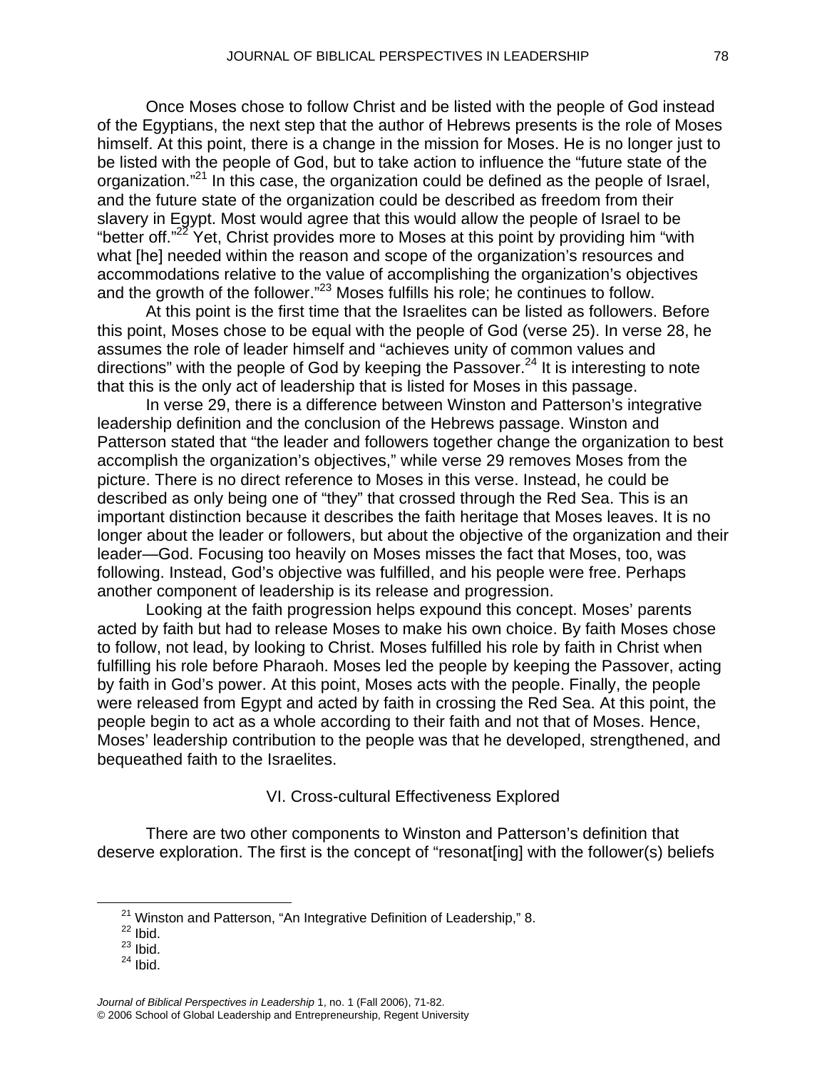Once Moses chose to follow Christ and be listed with the people of God instead of the Egyptians, the next step that the author of Hebrews presents is the role of Moses himself. At this point, there is a change in the mission for Moses. He is no longer just to be listed with the people of God, but to take action to influence the "future state of the organization."[21] In this case, the organization could be defined as the people of Israel, and the future state of the organization could be described as freedom from their slavery in Egypt. Most would agree that this would allow the people of Israel to be "better off."[22] Yet, Christ provides more to Moses at this point by providing him "with what [he] needed within the reason and scope of the organization's resources and accommodations relative to the value of accomplishing the organization's objectives and the growth of the follower."[23] Moses fulfills his role; he continues to follow.

At this point is the first time that the Israelites can be listed as followers. Before this point, Moses chose to be equal with the people of God (verse 25). In verse 28, he assumes the role of leader himself and "achieves unity of common values and directions" with the people of God by keeping the Passover.[24] It is interesting to note that this is the only act of leadership that is listed for Moses in this passage.

In verse 29, there is a difference between Winston and Patterson's integrative leadership definition and the conclusion of the Hebrews passage. Winston and Patterson stated that "the leader and followers together change the organization to best accomplish the organization's objectives," while verse 29 removes Moses from the picture. There is no direct reference to Moses in this verse. Instead, he could be described as only being one of "they" that crossed through the Red Sea. This is an important distinction because it describes the faith heritage that Moses leaves. It is no longer about the leader or followers, but about the objective of the organization and their leader—God. Focusing too heavily on Moses misses the fact that Moses, too, was following. Instead, God's objective was fulfilled, and his people were free. Perhaps another component of leadership is its release and progression.

Looking at the faith progression helps expound this concept. Moses' parents acted by faith but had to release Moses to make his own choice. By faith Moses chose to follow, not lead, by looking to Christ. Moses fulfilled his role by faith in Christ when fulfilling his role before Pharaoh. Moses led the people by keeping the Passover, acting by faith in God's power. At this point, Moses acts with the people. Finally, the people were released from Egypt and acted by faith in crossing the Red Sea. At this point, the people begin to act as a whole according to their faith and not that of Moses. Hence, Moses' leadership contribution to the people was that he developed, strengthened, and bequeathed faith to the Israelites.

## VI. Cross-cultural Effectiveness Explored

There are two other components to Winston and Patterson's definition that deserve exploration. The first is the concept of "resonat[ing] with the follower(s) beliefs

---

[21] Winston and Patterson, "An Integrative Definition of Leadership," 8.

[22] Ibid.

[23] Ibid.

[24] Ibid.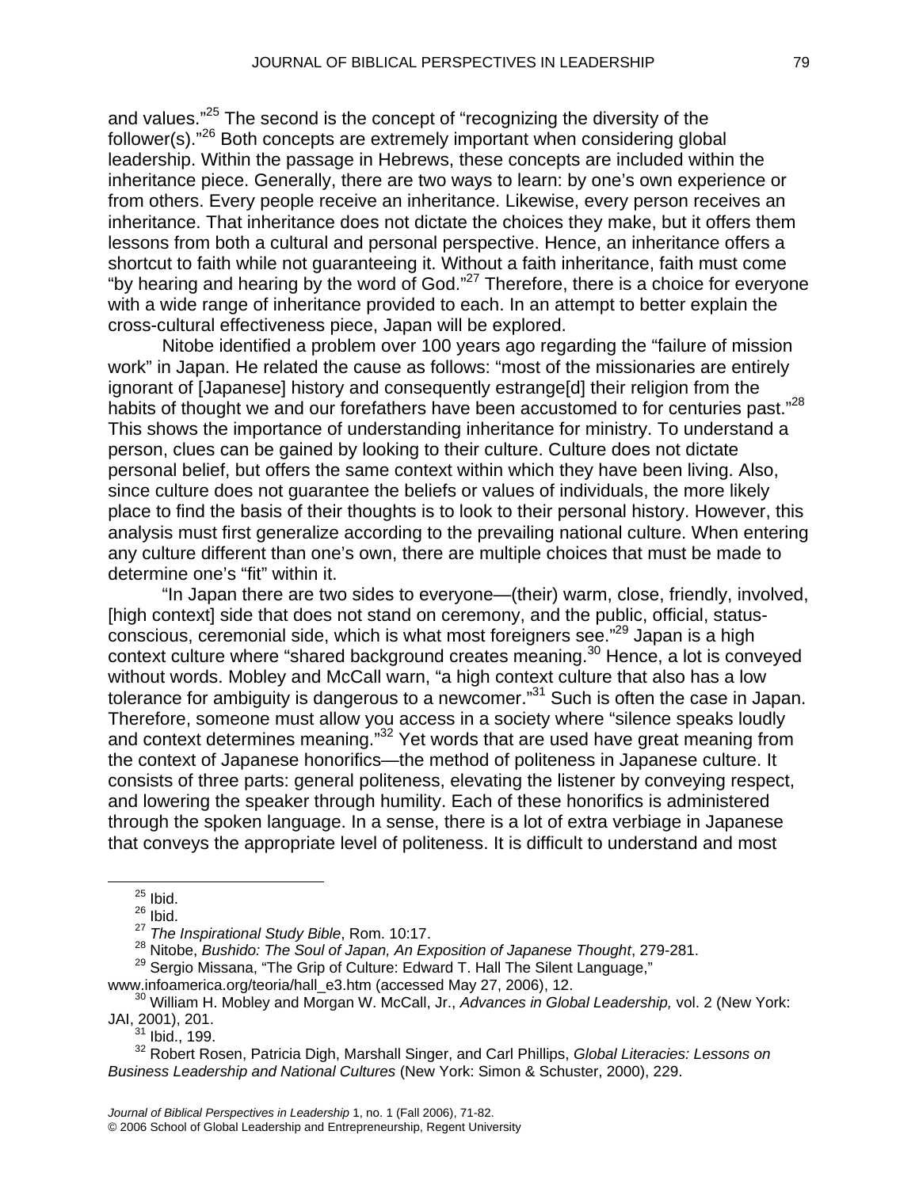and values."[25] The second is the concept of "recognizing the diversity of the follower(s)."[26] Both concepts are extremely important when considering global leadership. Within the passage in Hebrews, these concepts are included within the inheritance piece. Generally, there are two ways to learn: by one's own experience or from others. Every people receive an inheritance. Likewise, every person receives an inheritance. That inheritance does not dictate the choices they make, but it offers them lessons from both a cultural and personal perspective. Hence, an inheritance offers a shortcut to faith while not guaranteeing it. Without a faith inheritance, faith must come "by hearing and hearing by the word of God."[27] Therefore, there is a choice for everyone with a wide range of inheritance provided to each. In an attempt to better explain the cross-cultural effectiveness piece, Japan will be explored.

Nitobe identified a problem over 100 years ago regarding the "failure of mission work" in Japan. He related the cause as follows: "most of the missionaries are entirely ignorant of [Japanese] history and consequently estrange[d] their religion from the habits of thought we and our forefathers have been accustomed to for centuries past."[28] This shows the importance of understanding inheritance for ministry. To understand a person, clues can be gained by looking to their culture. Culture does not dictate personal belief, but offers the same context within which they have been living. Also, since culture does not guarantee the beliefs or values of individuals, the more likely place to find the basis of their thoughts is to look to their personal history. However, this analysis must first generalize according to the prevailing national culture. When entering any culture different than one's own, there are multiple choices that must be made to determine one's "fit" within it.

"In Japan there are two sides to everyone—(their) warm, close, friendly, involved, [high context] side that does not stand on ceremony, and the public, official, status-conscious, ceremonial side, which is what most foreigners see."[29] Japan is a high context culture where "shared background creates meaning.[30] Hence, a lot is conveyed without words. Mobley and McCall warn, "a high context culture that also has a low tolerance for ambiguity is dangerous to a newcomer."[31] Such is often the case in Japan. Therefore, someone must allow you access in a society where "silence speaks loudly and context determines meaning."[32] Yet words that are used have great meaning from the context of Japanese honorifics—the method of politeness in Japanese culture. It consists of three parts: general politeness, elevating the listener by conveying respect, and lowering the speaker through humility. Each of these honorifics is administered through the spoken language. In a sense, there is a lot of extra verbiage in Japanese that conveys the appropriate level of politeness. It is difficult to understand and most

---

[25] Ibid.

[26] Ibid.

[27] *The Inspirational Study Bible*, Rom. 10:17.

[28] Nitobe, *Bushido: The Soul of Japan, An Exposition of Japanese Thought*, 279-281.

[29] Sergio Missana, "The Grip of Culture: Edward T. Hall The Silent Language," www.infoamerica.org/teoria/hall_e3.htm (accessed May 27, 2006), 12.

[30] William H. Mobley and Morgan W. McCall, Jr., *Advances in Global Leadership,* vol. 2 (New York: JAI, 2001), 201.

[31] Ibid., 199.

[32] Robert Rosen, Patricia Digh, Marshall Singer, and Carl Phillips, *Global Literacies: Lessons on Business Leadership and National Cultures* (New York: Simon & Schuster, 2000), 229.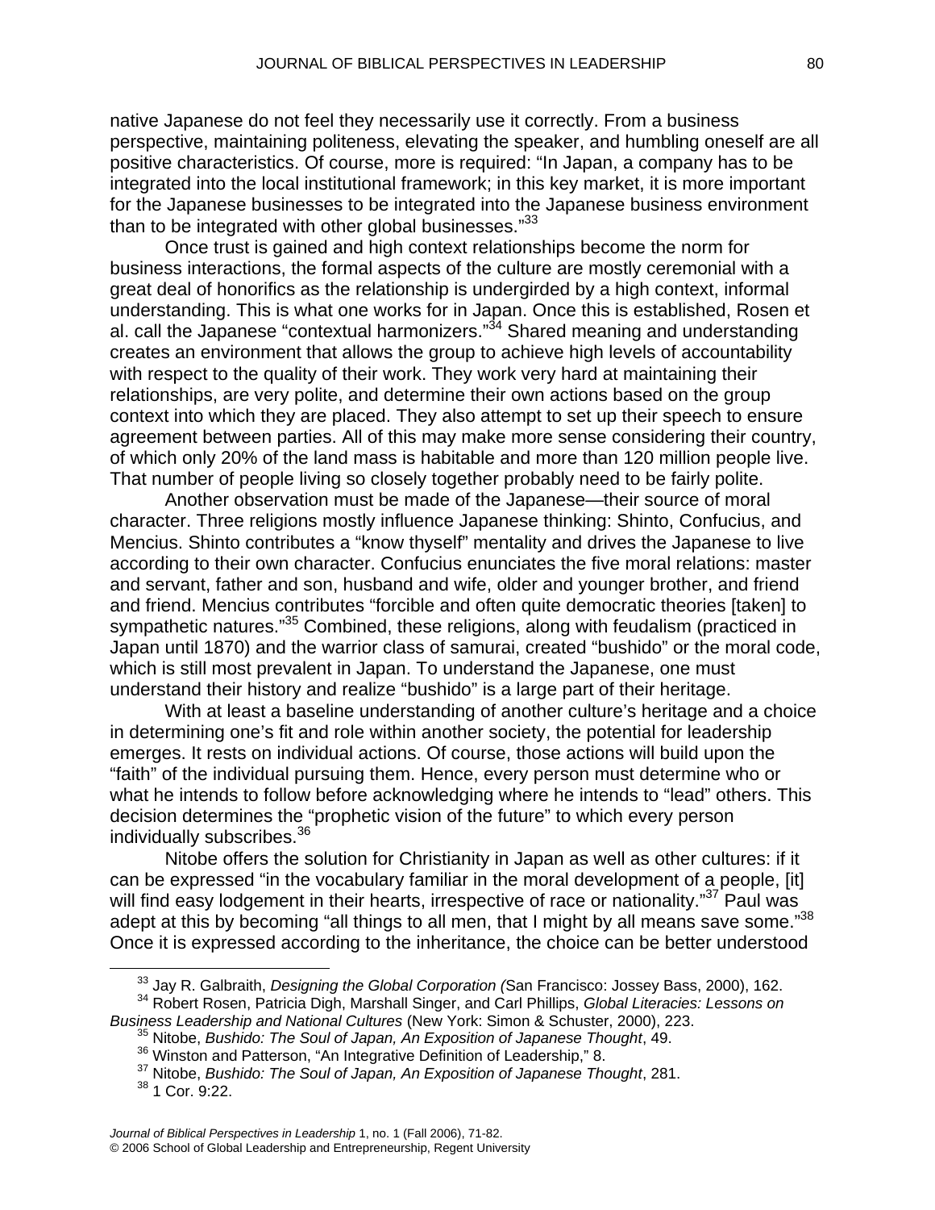native Japanese do not feel they necessarily use it correctly. From a business perspective, maintaining politeness, elevating the speaker, and humbling oneself are all positive characteristics. Of course, more is required: "In Japan, a company has to be integrated into the local institutional framework; in this key market, it is more important for the Japanese businesses to be integrated into the Japanese business environment than to be integrated with other global businesses."[33]

Once trust is gained and high context relationships become the norm for business interactions, the formal aspects of the culture are mostly ceremonial with a great deal of honorifics as the relationship is undergirded by a high context, informal understanding. This is what one works for in Japan. Once this is established, Rosen et al. call the Japanese "contextual harmonizers."[34] Shared meaning and understanding creates an environment that allows the group to achieve high levels of accountability with respect to the quality of their work. They work very hard at maintaining their relationships, are very polite, and determine their own actions based on the group context into which they are placed. They also attempt to set up their speech to ensure agreement between parties. All of this may make more sense considering their country, of which only 20% of the land mass is habitable and more than 120 million people live. That number of people living so closely together probably need to be fairly polite.

Another observation must be made of the Japanese—their source of moral character. Three religions mostly influence Japanese thinking: Shinto, Confucius, and Mencius. Shinto contributes a "know thyself" mentality and drives the Japanese to live according to their own character. Confucius enunciates the five moral relations: master and servant, father and son, husband and wife, older and younger brother, and friend and friend. Mencius contributes "forcible and often quite democratic theories [taken] to sympathetic natures."[35] Combined, these religions, along with feudalism (practiced in Japan until 1870) and the warrior class of samurai, created "bushido" or the moral code, which is still most prevalent in Japan. To understand the Japanese, one must understand their history and realize "bushido" is a large part of their heritage.

With at least a baseline understanding of another culture's heritage and a choice in determining one's fit and role within another society, the potential for leadership emerges. It rests on individual actions. Of course, those actions will build upon the "faith" of the individual pursuing them. Hence, every person must determine who or what he intends to follow before acknowledging where he intends to "lead" others. This decision determines the "prophetic vision of the future" to which every person individually subscribes.[36]

Nitobe offers the solution for Christianity in Japan as well as other cultures: if it can be expressed "in the vocabulary familiar in the moral development of a people, [it] will find easy lodgement in their hearts, irrespective of race or nationality."[37] Paul was adept at this by becoming "all things to all men, that I might by all means save some."[38] Once it is expressed according to the inheritance, the choice can be better understood

---

[33] Jay R. Galbraith, *Designing the Global Corporation (*San Francisco: Jossey Bass, 2000), 162.

[34] Robert Rosen, Patricia Digh, Marshall Singer, and Carl Phillips, *Global Literacies: Lessons on Business Leadership and National Cultures* (New York: Simon & Schuster, 2000), 223.

[35] Nitobe, *Bushido: The Soul of Japan, An Exposition of Japanese Thought*, 49.

[36] Winston and Patterson, "An Integrative Definition of Leadership," 8.

[37] Nitobe, *Bushido: The Soul of Japan, An Exposition of Japanese Thought*, 281.

[38] 1 Cor. 9:22.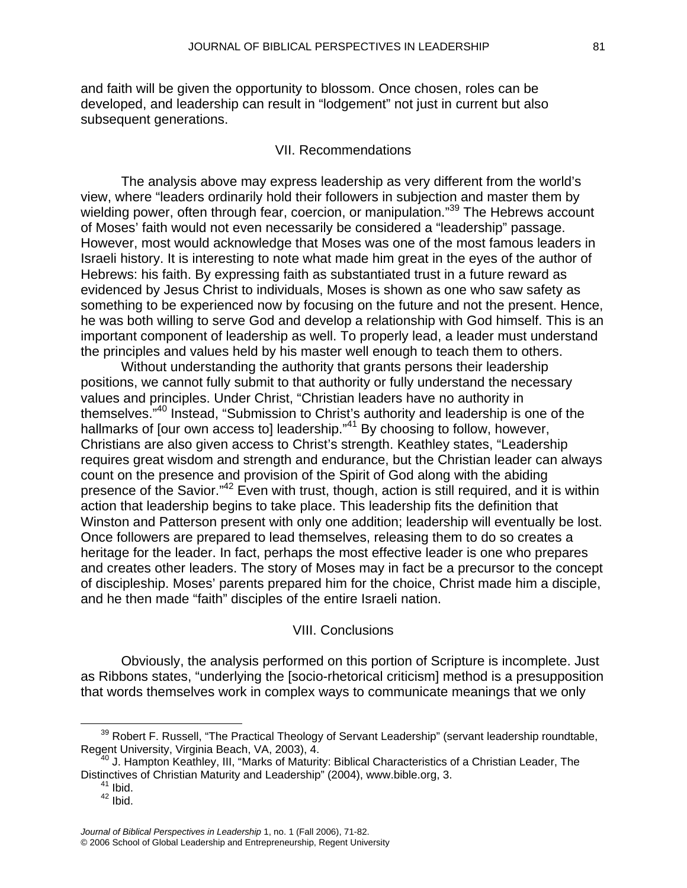and faith will be given the opportunity to blossom. Once chosen, roles can be developed, and leadership can result in "lodgement" not just in current but also subsequent generations.

## VII. Recommendations

The analysis above may express leadership as very different from the world's view, where "leaders ordinarily hold their followers in subjection and master them by wielding power, often through fear, coercion, or manipulation."[39] The Hebrews account of Moses' faith would not even necessarily be considered a "leadership" passage. However, most would acknowledge that Moses was one of the most famous leaders in Israeli history. It is interesting to note what made him great in the eyes of the author of Hebrews: his faith. By expressing faith as substantiated trust in a future reward as evidenced by Jesus Christ to individuals, Moses is shown as one who saw safety as something to be experienced now by focusing on the future and not the present. Hence, he was both willing to serve God and develop a relationship with God himself. This is an important component of leadership as well. To properly lead, a leader must understand the principles and values held by his master well enough to teach them to others.

Without understanding the authority that grants persons their leadership positions, we cannot fully submit to that authority or fully understand the necessary values and principles. Under Christ, "Christian leaders have no authority in themselves."[40] Instead, "Submission to Christ's authority and leadership is one of the hallmarks of [our own access to] leadership."[41] By choosing to follow, however, Christians are also given access to Christ's strength. Keathley states, "Leadership requires great wisdom and strength and endurance, but the Christian leader can always count on the presence and provision of the Spirit of God along with the abiding presence of the Savior."[42] Even with trust, though, action is still required, and it is within action that leadership begins to take place. This leadership fits the definition that Winston and Patterson present with only one addition; leadership will eventually be lost. Once followers are prepared to lead themselves, releasing them to do so creates a heritage for the leader. In fact, perhaps the most effective leader is one who prepares and creates other leaders. The story of Moses may in fact be a precursor to the concept of discipleship. Moses' parents prepared him for the choice, Christ made him a disciple, and he then made "faith" disciples of the entire Israeli nation.

## VIII. Conclusions

Obviously, the analysis performed on this portion of Scripture is incomplete. Just as Ribbons states, "underlying the [socio-rhetorical criticism] method is a presupposition that words themselves work in complex ways to communicate meanings that we only

---

[39] Robert F. Russell, "The Practical Theology of Servant Leadership" (servant leadership roundtable, Regent University, Virginia Beach, VA, 2003), 4.

[40] J. Hampton Keathley, III, "Marks of Maturity: Biblical Characteristics of a Christian Leader, The Distinctives of Christian Maturity and Leadership" (2004), www.bible.org, 3.

[41] Ibid.

[42] Ibid.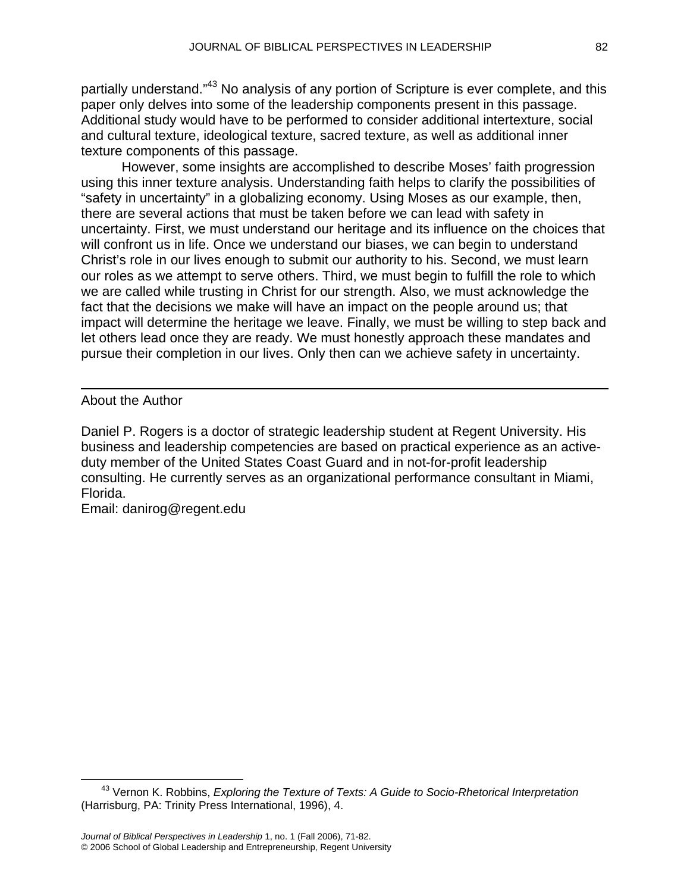partially understand."[43] No analysis of any portion of Scripture is ever complete, and this paper only delves into some of the leadership components present in this passage. Additional study would have to be performed to consider additional intertexture, social and cultural texture, ideological texture, sacred texture, as well as additional inner texture components of this passage.

However, some insights are accomplished to describe Moses' faith progression using this inner texture analysis. Understanding faith helps to clarify the possibilities of "safety in uncertainty" in a globalizing economy. Using Moses as our example, then, there are several actions that must be taken before we can lead with safety in uncertainty. First, we must understand our heritage and its influence on the choices that will confront us in life. Once we understand our biases, we can begin to understand Christ's role in our lives enough to submit our authority to his. Second, we must learn our roles as we attempt to serve others. Third, we must begin to fulfill the role to which we are called while trusting in Christ for our strength. Also, we must acknowledge the fact that the decisions we make will have an impact on the people around us; that impact will determine the heritage we leave. Finally, we must be willing to step back and let others lead once they are ready. We must honestly approach these mandates and pursue their completion in our lives. Only then can we achieve safety in uncertainty.

---

About the Author

Daniel P. Rogers is a doctor of strategic leadership student at Regent University. His business and leadership competencies are based on practical experience as an active-duty member of the United States Coast Guard and in not-for-profit leadership consulting. He currently serves as an organizational performance consultant in Miami, Florida.
Email: danirog@regent.edu

---

[43] Vernon K. Robbins, *Exploring the Texture of Texts: A Guide to Socio-Rhetorical Interpretation* (Harrisburg, PA: Trinity Press International, 1996), 4.